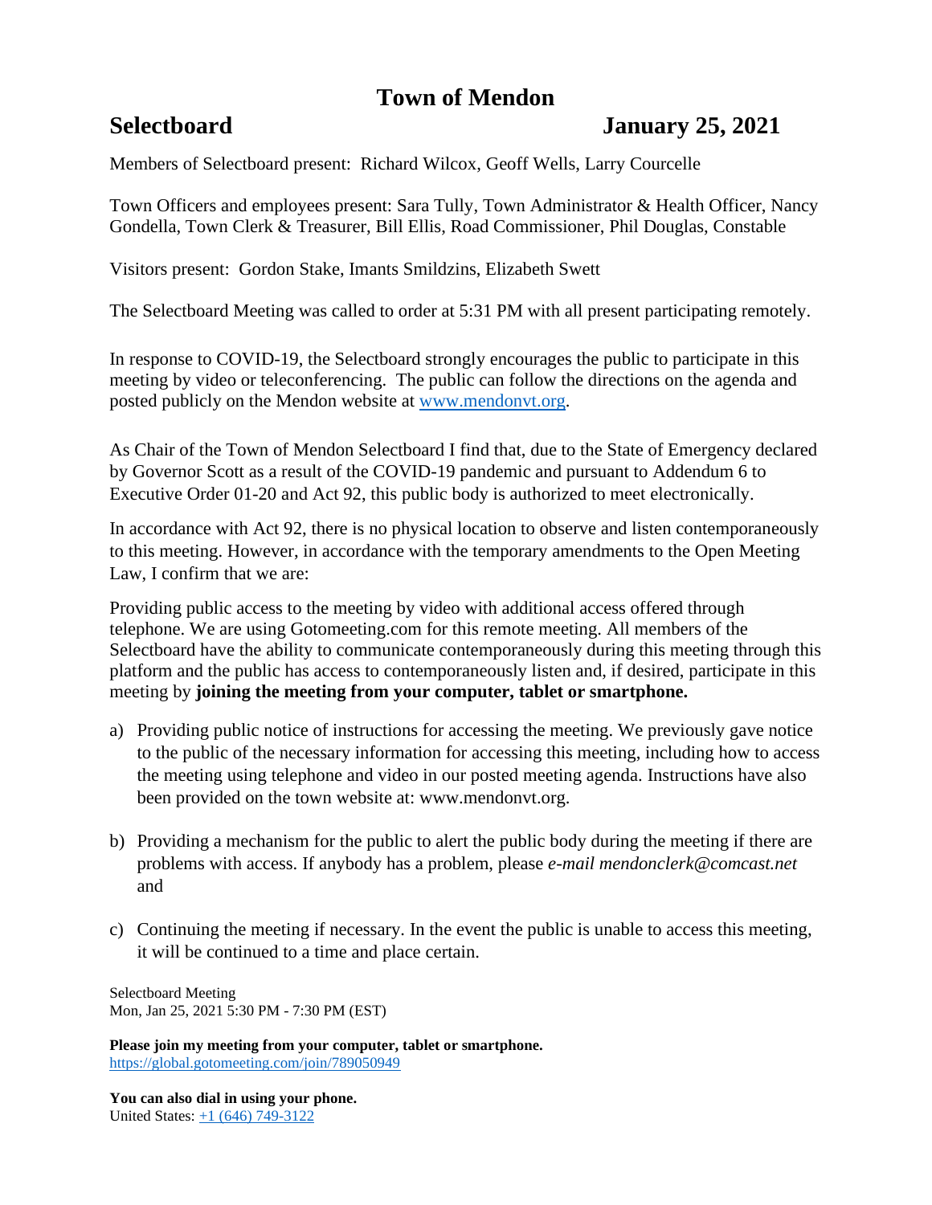# Town of Mendon

## Selectboard January 25, 2021

Members of Selectboard present: Richard Wilcox, Geoff Wells, Larry Courcelle

Town Officers and employees present: Sara Tully, Town Administrator & Health Officer, Nancy Gondella, Town Clerk & Treasurer, Bill Ellis, Road Commissioner, Phil Douglas, Constable

Visitors present: Gordon Stake, Imants Smildzins, Elizabeth Swett

The Selectboard Meeting was called to order at 5:31 PM with all present participating remotely.

In response to COVID-19, the Selectboard strongly encourages the public to participate in this meeting by video or teleconferencing. The public can follow the directions on the agenda and posted publicly on the Mendon website at [www.mendonvt.org](http://www.mendonvt.org).

As Chair of the Town of Mendon Selectboard I find that, due to the State of Emergency declared by Governor Scott as a result of the COVID-19 pandemic and pursuant to Addendum 6 to Executive Order 01-20 and Act 92, this public body is authorized to meet electronically.

In accordance with Act 92, there is no physical location to observe and listen contemporaneously to this meeting. However, in accordance with the temporary amendments to the Open Meeting Law, I confirm that we are:

Providing public access to the meeting by video with additional access offered through telephone. We are using Gotomeeting.com for this remote meeting. All members of the Selectboard have the ability to communicate contemporaneously during this meeting through this platform and the public has access to contemporaneously listen and, if desired, participate in this meeting by **joining the meeting from your computer, tablet or smartphone.**

a) Providing public notice of instructions for accessing the meeting. We previously gave notice to the public of the necessary information for accessing this meeting, including how to access the meeting using telephone and video in our posted meeting agenda. Instructions have also been provided on the town website at: www.mendonvt.org.

b) Providing a mechanism for the public to alert the public body during the meeting if there are problems with access. If anybody has a problem, please *e-mail mendonclerk@comcast.net* and

c) Continuing the meeting if necessary. In the event the public is unable to access this meeting, it will be continued to a time and place certain.

Selectboard Meeting
Mon, Jan 25, 2021 5:30 PM - 7:30 PM (EST)

**Please join my meeting from your computer, tablet or smartphone.**
[https://global.gotomeeting.com/join/789050949](https://global.gotomeeting.com/join/789050949)

**You can also dial in using your phone.**
United States: [+1 (646) 749-3122](tel:+16467493122)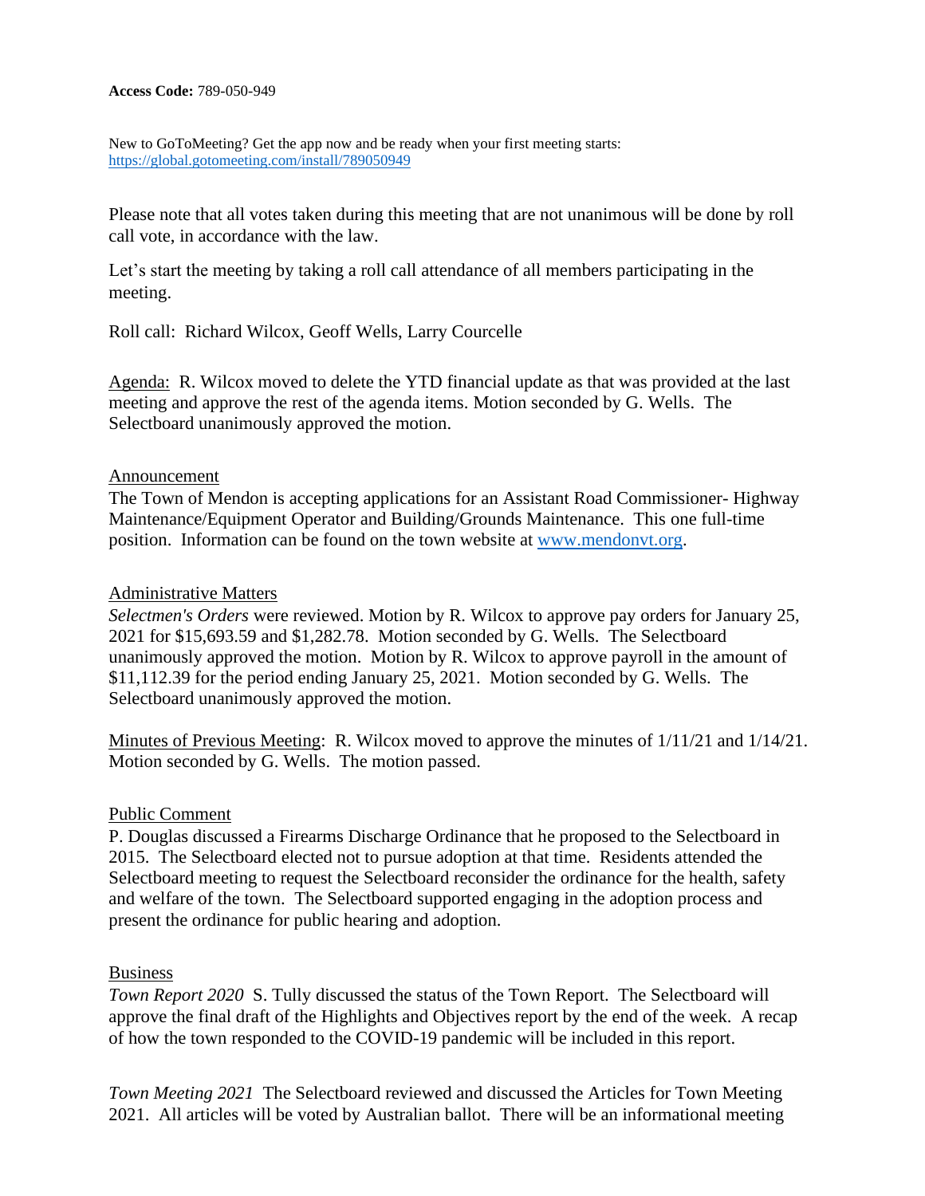**Access Code:** 789-050-949

New to GoToMeeting? Get the app now and be ready when your first meeting starts:
https://global.gotomeeting.com/install/789050949

Please note that all votes taken during this meeting that are not unanimous will be done by roll call vote, in accordance with the law.

Let's start the meeting by taking a roll call attendance of all members participating in the meeting.

Roll call: Richard Wilcox, Geoff Wells, Larry Courcelle

Agenda: R. Wilcox moved to delete the YTD financial update as that was provided at the last meeting and approve the rest of the agenda items. Motion seconded by G. Wells. The Selectboard unanimously approved the motion.

Announcement

The Town of Mendon is accepting applications for an Assistant Road Commissioner- Highway Maintenance/Equipment Operator and Building/Grounds Maintenance. This one full-time position. Information can be found on the town website at www.mendonvt.org.

Administrative Matters

*Selectmen's Orders* were reviewed. Motion by R. Wilcox to approve pay orders for January 25, 2021 for $15,693.59 and $1,282.78. Motion seconded by G. Wells. The Selectboard unanimously approved the motion. Motion by R. Wilcox to approve payroll in the amount of $11,112.39 for the period ending January 25, 2021. Motion seconded by G. Wells. The Selectboard unanimously approved the motion.

Minutes of Previous Meeting: R. Wilcox moved to approve the minutes of 1/11/21 and 1/14/21. Motion seconded by G. Wells. The motion passed.

Public Comment

P. Douglas discussed a Firearms Discharge Ordinance that he proposed to the Selectboard in 2015. The Selectboard elected not to pursue adoption at that time. Residents attended the Selectboard meeting to request the Selectboard reconsider the ordinance for the health, safety and welfare of the town. The Selectboard supported engaging in the adoption process and present the ordinance for public hearing and adoption.

Business

*Town Report 2020* S. Tully discussed the status of the Town Report. The Selectboard will approve the final draft of the Highlights and Objectives report by the end of the week. A recap of how the town responded to the COVID-19 pandemic will be included in this report.

*Town Meeting 2021* The Selectboard reviewed and discussed the Articles for Town Meeting 2021. All articles will be voted by Australian ballot. There will be an informational meeting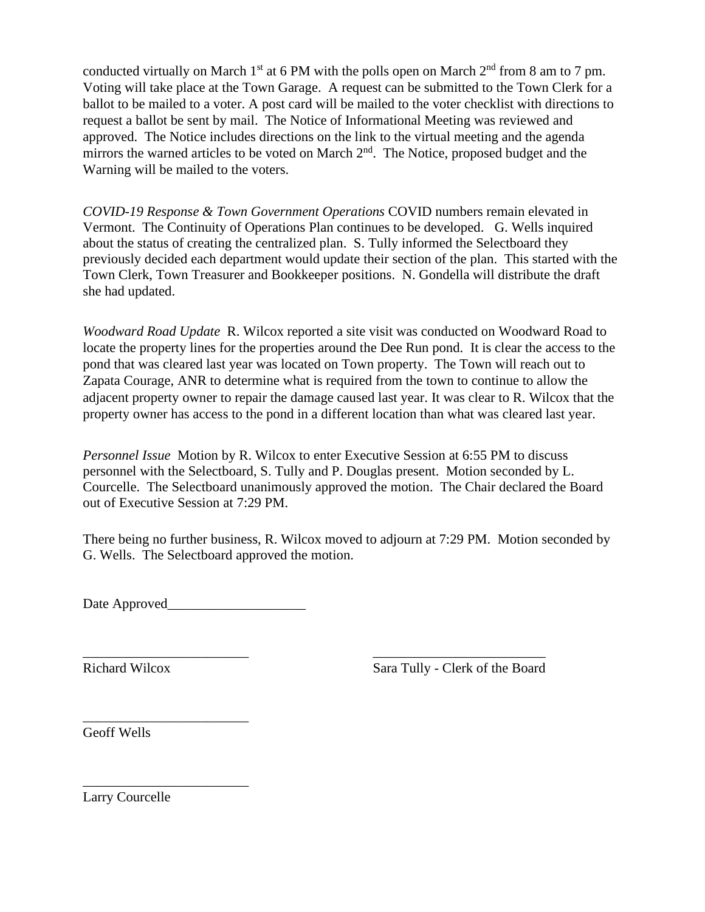conducted virtually on March 1st at 6 PM with the polls open on March 2nd from 8 am to 7 pm. Voting will take place at the Town Garage. A request can be submitted to the Town Clerk for a ballot to be mailed to a voter. A post card will be mailed to the voter checklist with directions to request a ballot be sent by mail. The Notice of Informational Meeting was reviewed and approved. The Notice includes directions on the link to the virtual meeting and the agenda mirrors the warned articles to be voted on March 2nd. The Notice, proposed budget and the Warning will be mailed to the voters.

*COVID-19 Response & Town Government Operations* COVID numbers remain elevated in Vermont. The Continuity of Operations Plan continues to be developed. G. Wells inquired about the status of creating the centralized plan. S. Tully informed the Selectboard they previously decided each department would update their section of the plan. This started with the Town Clerk, Town Treasurer and Bookkeeper positions. N. Gondella will distribute the draft she had updated.

*Woodward Road Update* R. Wilcox reported a site visit was conducted on Woodward Road to locate the property lines for the properties around the Dee Run pond. It is clear the access to the pond that was cleared last year was located on Town property. The Town will reach out to Zapata Courage, ANR to determine what is required from the town to continue to allow the adjacent property owner to repair the damage caused last year. It was clear to R. Wilcox that the property owner has access to the pond in a different location than what was cleared last year.

*Personnel Issue* Motion by R. Wilcox to enter Executive Session at 6:55 PM to discuss personnel with the Selectboard, S. Tully and P. Douglas present. Motion seconded by L. Courcelle. The Selectboard unanimously approved the motion. The Chair declared the Board out of Executive Session at 7:29 PM.

There being no further business, R. Wilcox moved to adjourn at 7:29 PM. Motion seconded by G. Wells. The Selectboard approved the motion.

Date Approved____________________

________________________
Richard Wilcox

________________________
Sara Tully - Clerk of the Board

________________________
Geoff Wells

________________________
Larry Courcelle